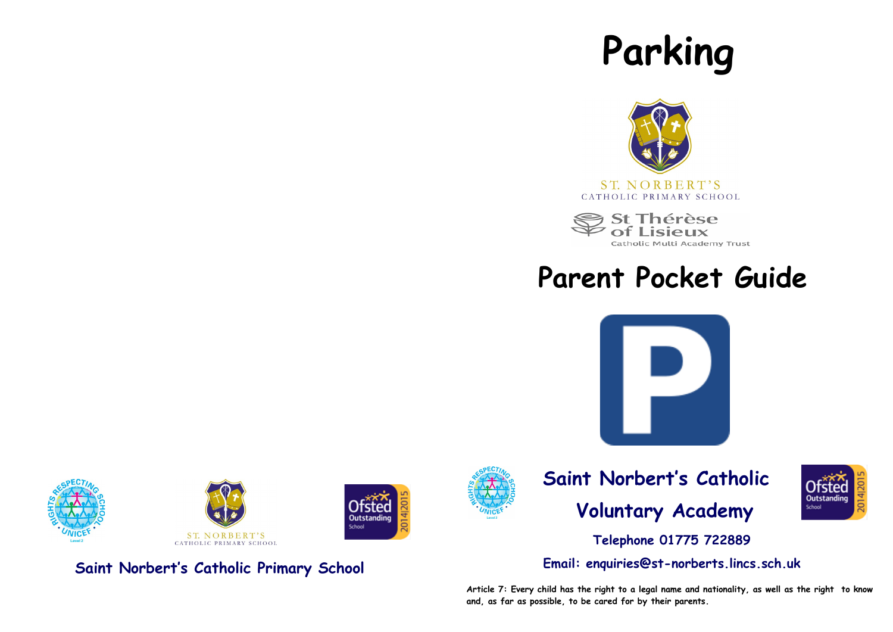Saint Norbert's Catholic Primary School

# Parking

ST. NORBERT'S
CATHOLIC PRIMARY SCHOOL

St Thérèse of Lisieux
Catholic Multi Academy Trust

# Parent Pocket Guide

## Saint Norbert's Catholic Voluntary Academy

**Telephone 01775 722889**

**Email: enquiries@st-norberts.lincs.sch.uk**

**Article 7: Every child has the right to a legal name and nationality, as well as the right to know and, as far as possible, to be cared for by their parents.**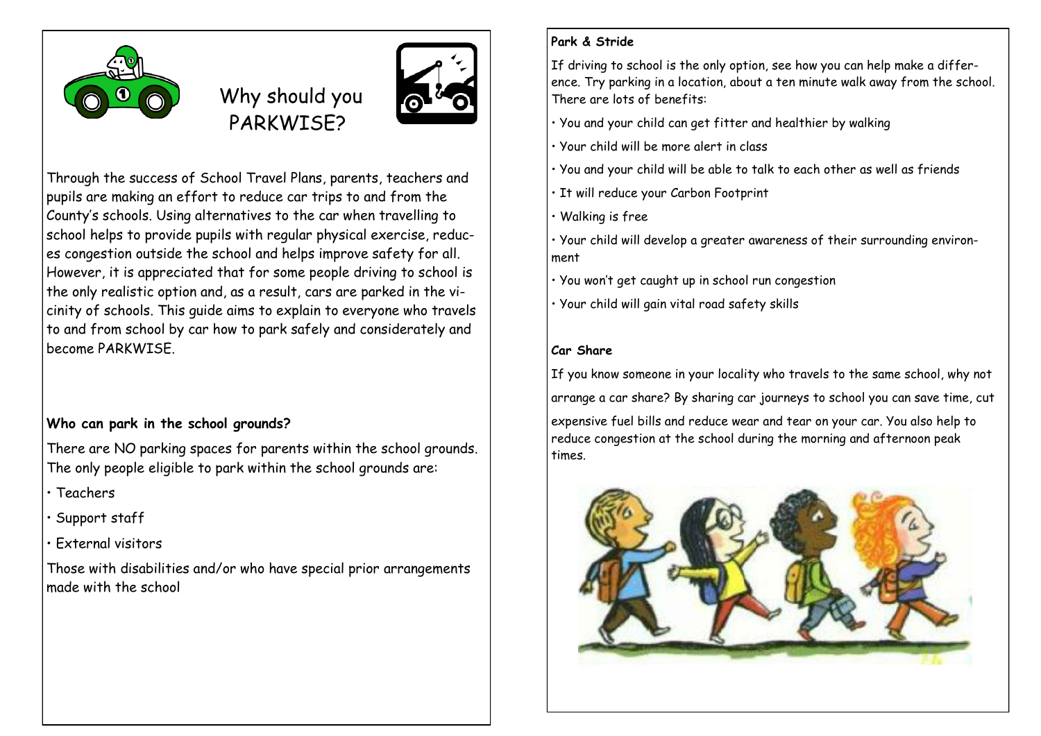# Why should you PARKWISE?

Through the success of School Travel Plans, parents, teachers and pupils are making an effort to reduce car trips to and from the County's schools. Using alternatives to the car when travelling to school helps to provide pupils with regular physical exercise, reduces congestion outside the school and helps improve safety for all. However, it is appreciated that for some people driving to school is the only realistic option and, as a result, cars are parked in the vicinity of schools. This guide aims to explain to everyone who travels to and from school by car how to park safely and considerately and become PARKWISE.

**Who can park in the school grounds?**

There are NO parking spaces for parents within the school grounds. The only people eligible to park within the school grounds are:

- Teachers
- Support staff
- External visitors

Those with disabilities and/or who have special prior arrangements made with the school

**Park & Stride**

If driving to school is the only option, see how you can help make a difference. Try parking in a location, about a ten minute walk away from the school. There are lots of benefits:

- You and your child can get fitter and healthier by walking
- Your child will be more alert in class
- You and your child will be able to talk to each other as well as friends
- It will reduce your Carbon Footprint
- Walking is free
- Your child will develop a greater awareness of their surrounding environment
- You won't get caught up in school run congestion
- Your child will gain vital road safety skills

**Car Share**

If you know someone in your locality who travels to the same school, why not arrange a car share? By sharing car journeys to school you can save time, cut expensive fuel bills and reduce wear and tear on your car. You also help to reduce congestion at the school during the morning and afternoon peak times.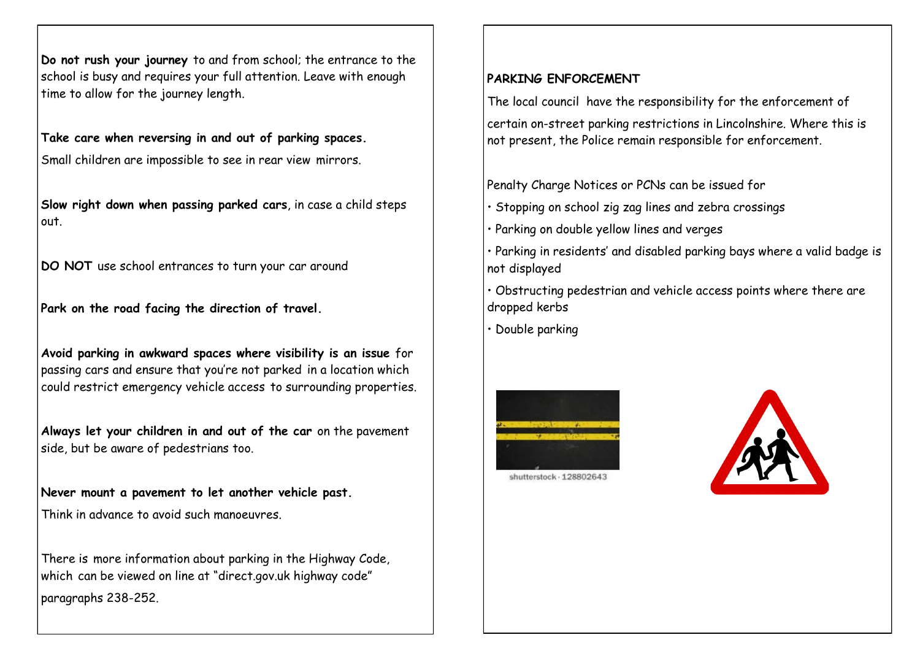**Do not rush your journey** to and from school; the entrance to the school is busy and requires your full attention. Leave with enough time to allow for the journey length.

**Take care when reversing in and out of parking spaces.**

Small children are impossible to see in rear view mirrors.

**Slow right down when passing parked cars**, in case a child steps out.

**DO NOT** use school entrances to turn your car around

**Park on the road facing the direction of travel.**

**Avoid parking in awkward spaces where visibility is an issue** for passing cars and ensure that you're not parked in a location which could restrict emergency vehicle access to surrounding properties.

**Always let your children in and out of the car** on the pavement side, but be aware of pedestrians too.

**Never mount a pavement to let another vehicle past.**

Think in advance to avoid such manoeuvres.

There is more information about parking in the Highway Code, which can be viewed on line at "direct.gov.uk highway code" paragraphs 238-252.

**PARKING ENFORCEMENT**

The local council have the responsibility for the enforcement of certain on-street parking restrictions in Lincolnshire. Where this is not present, the Police remain responsible for enforcement.

Penalty Charge Notices or PCNs can be issued for

- Stopping on school zig zag lines and zebra crossings
- Parking on double yellow lines and verges
- Parking in residents' and disabled parking bays where a valid badge is not displayed
- Obstructing pedestrian and vehicle access points where there are dropped kerbs
- Double parking

shutterstock · 128802643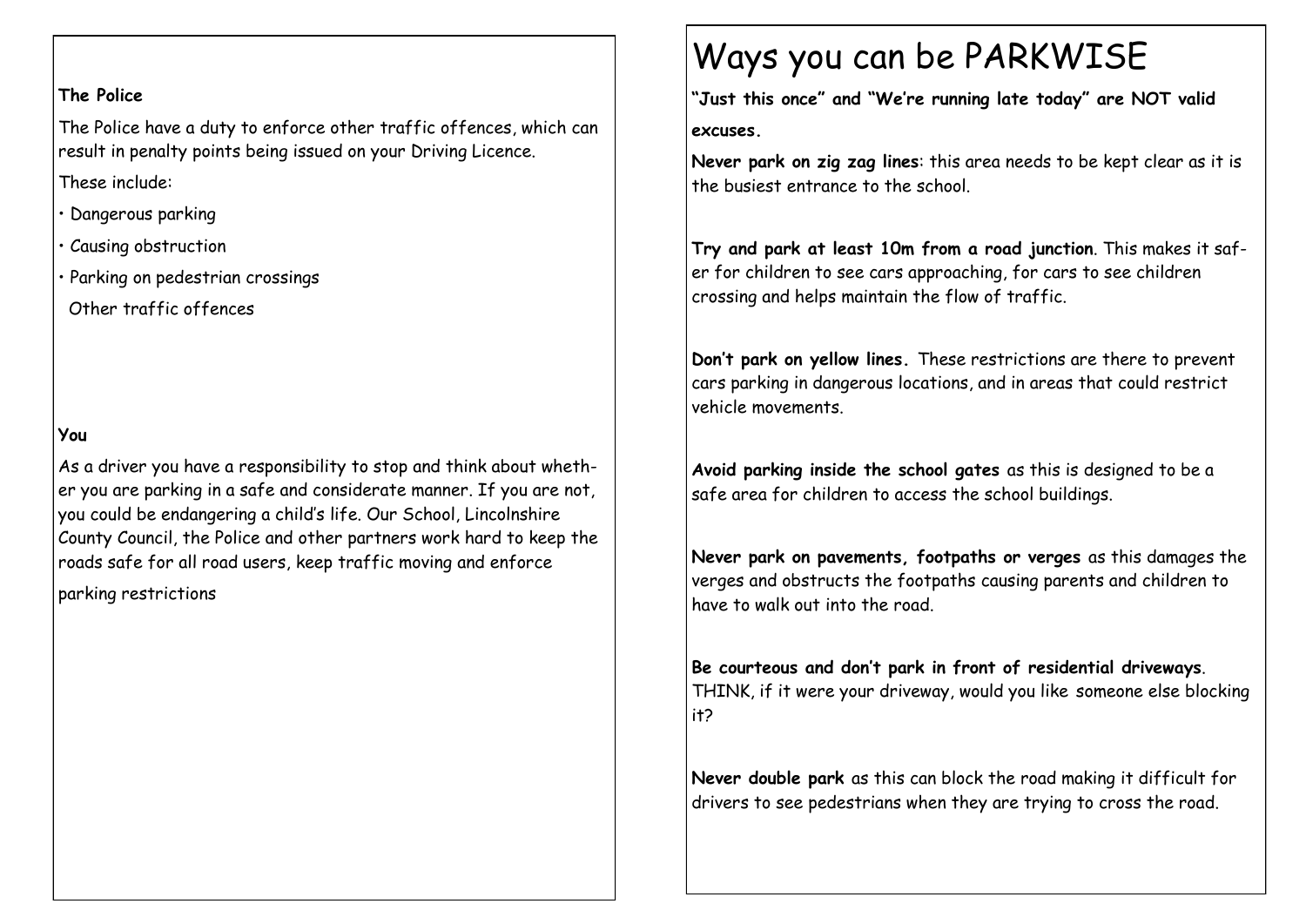**The Police**

The Police have a duty to enforce other traffic offences, which can result in penalty points being issued on your Driving Licence.

These include:

- Dangerous parking
- Causing obstruction
- Parking on pedestrian crossings

Other traffic offences

**You**

As a driver you have a responsibility to stop and think about whether you are parking in a safe and considerate manner. If you are not, you could be endangering a child's life. Our School, Lincolnshire County Council, the Police and other partners work hard to keep the roads safe for all road users, keep traffic moving and enforce parking restrictions

# Ways you can be PARKWISE

**"Just this once" and "We're running late today" are NOT valid excuses.**

**Never park on zig zag lines**: this area needs to be kept clear as it is the busiest entrance to the school.

**Try and park at least 10m from a road junction**. This makes it safer for children to see cars approaching, for cars to see children crossing and helps maintain the flow of traffic.

**Don't park on yellow lines.** These restrictions are there to prevent cars parking in dangerous locations, and in areas that could restrict vehicle movements.

**Avoid parking inside the school gates** as this is designed to be a safe area for children to access the school buildings.

**Never park on pavements, footpaths or verges** as this damages the verges and obstructs the footpaths causing parents and children to have to walk out into the road.

**Be courteous and don't park in front of residential driveways**. THINK, if it were your driveway, would you like someone else blocking it?

**Never double park** as this can block the road making it difficult for drivers to see pedestrians when they are trying to cross the road.